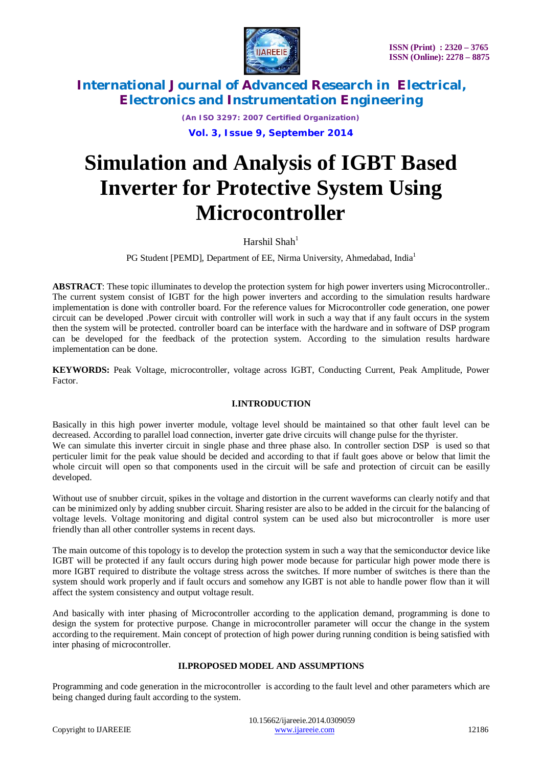# Simulation and Analysis of IGBT Based Inverter for Protective System Using Microcontroller

Harshil Shah[1]

PG Student [PEMD], Department of EE, Nirma University, Ahmedabad, India[1]

**ABSTRACT**: These topic illuminates to develop the protection system for high power inverters using Microcontroller.. The current system consist of IGBT for the high power inverters and according to the simulation results hardware implementation is done with controller board. For the reference values for Microcontroller code generation, one power circuit can be developed .Power circuit with controller will work in such a way that if any fault occurs in the system then the system will be protected. controller board can be interface with the hardware and in software of DSP program can be developed for the feedback of the protection system. According to the simulation results hardware implementation can be done.

**KEYWORDS:** Peak Voltage, microcontroller, voltage across IGBT, Conducting Current, Peak Amplitude, Power Factor.

## I.INTRODUCTION

Basically in this high power inverter module, voltage level should be maintained so that other fault level can be decreased. According to parallel load connection, inverter gate drive circuits will change pulse for the thyrister.
We can simulate this inverter circuit in single phase and three phase also. In controller section DSP is used so that perticuler limit for the peak value should be decided and according to that if fault goes above or below that limit the whole circuit will open so that components used in the circuit will be safe and protection of circuit can be easilly developed.

Without use of snubber circuit, spikes in the voltage and distortion in the current waveforms can clearly notify and that can be minimized only by adding snubber circuit. Sharing resister are also to be added in the circuit for the balancing of voltage levels. Voltage monitoring and digital control system can be used also but microcontroller is more user friendly than all other controller systems in recent days.

The main outcome of this topology is to develop the protection system in such a way that the semiconductor device like IGBT will be protected if any fault occurs during high power mode because for particular high power mode there is more IGBT required to distribute the voltage stress across the switches. If more number of switches is there than the system should work properly and if fault occurs and somehow any IGBT is not able to handle power flow than it will affect the system consistency and output voltage result.

And basically with inter phasing of Microcontroller according to the application demand, programming is done to design the system for protective purpose. Change in microcontroller parameter will occur the change in the system according to the requirement. Main concept of protection of high power during running condition is being satisfied with inter phasing of microcontroller.

## II.PROPOSED MODEL AND ASSUMPTIONS

Programming and code generation in the microcontroller is according to the fault level and other parameters which are being changed during fault according to the system.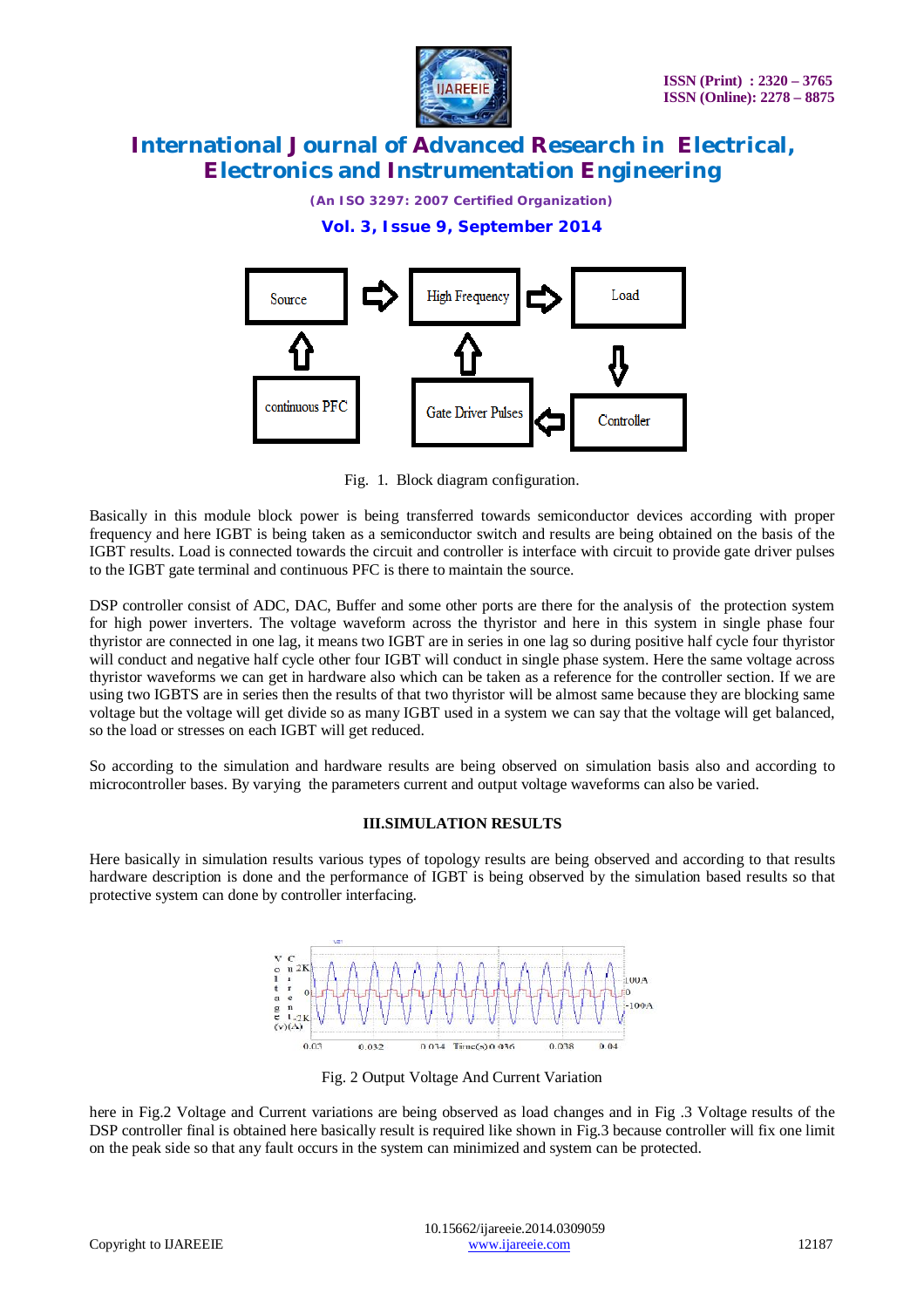Fig. 1. Block diagram configuration.

Basically in this module block power is being transferred towards semiconductor devices according with proper frequency and here IGBT is being taken as a semiconductor switch and results are being obtained on the basis of the IGBT results. Load is connected towards the circuit and controller is interface with circuit to provide gate driver pulses to the IGBT gate terminal and continuous PFC is there to maintain the source.

DSP controller consist of ADC, DAC, Buffer and some other ports are there for the analysis of the protection system for high power inverters. The voltage waveform across the thyristor and here in this system in single phase four thyristor are connected in one lag, it means two IGBT are in series in one lag so during positive half cycle four thyristor will conduct and negative half cycle other four IGBT will conduct in single phase system. Here the same voltage across thyristor waveforms we can get in hardware also which can be taken as a reference for the controller section. If we are using two IGBTS are in series then the results of that two thyristor will be almost same because they are blocking same voltage but the voltage will get divide so as many IGBT used in a system we can say that the voltage will get balanced, so the load or stresses on each IGBT will get reduced.

So according to the simulation and hardware results are being observed on simulation basis also and according to microcontroller bases. By varying the parameters current and output voltage waveforms can also be varied.

### III.SIMULATION RESULTS

Here basically in simulation results various types of topology results are being observed and according to that results hardware description is done and the performance of IGBT is being observed by the simulation based results so that protective system can done by controller interfacing.

Fig. 2 Output Voltage And Current Variation

here in Fig.2 Voltage and Current variations are being observed as load changes and in Fig .3 Voltage results of the DSP controller final is obtained here basically result is required like shown in Fig.3 because controller will fix one limit on the peak side so that any fault occurs in the system can minimized and system can be protected.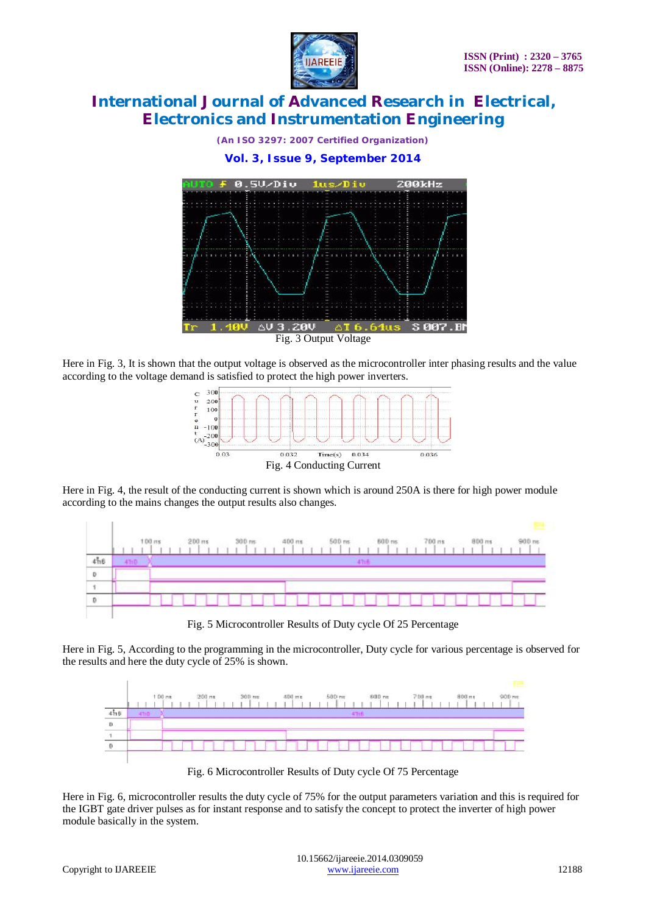Fig. 3 Output Voltage

Here in Fig. 3, It is shown that the output voltage is observed as the microcontroller inter phasing results and the value according to the voltage demand is satisfied to protect the high power inverters.

Fig. 4 Conducting Current

Here in Fig. 4, the result of the conducting current is shown which is around 250A is there for high power module according to the mains changes the output results also changes.

Fig. 5 Microcontroller Results of Duty cycle Of 25 Percentage

Here in Fig. 5, According to the programming in the microcontroller, Duty cycle for various percentage is observed for the results and here the duty cycle of 25% is shown.

Fig. 6 Microcontroller Results of Duty cycle Of 75 Percentage

Here in Fig. 6, microcontroller results the duty cycle of 75% for the output parameters variation and this is required for the IGBT gate driver pulses as for instant response and to satisfy the concept to protect the inverter of high power module basically in the system.

10.15662/ijareeie.2014.0309059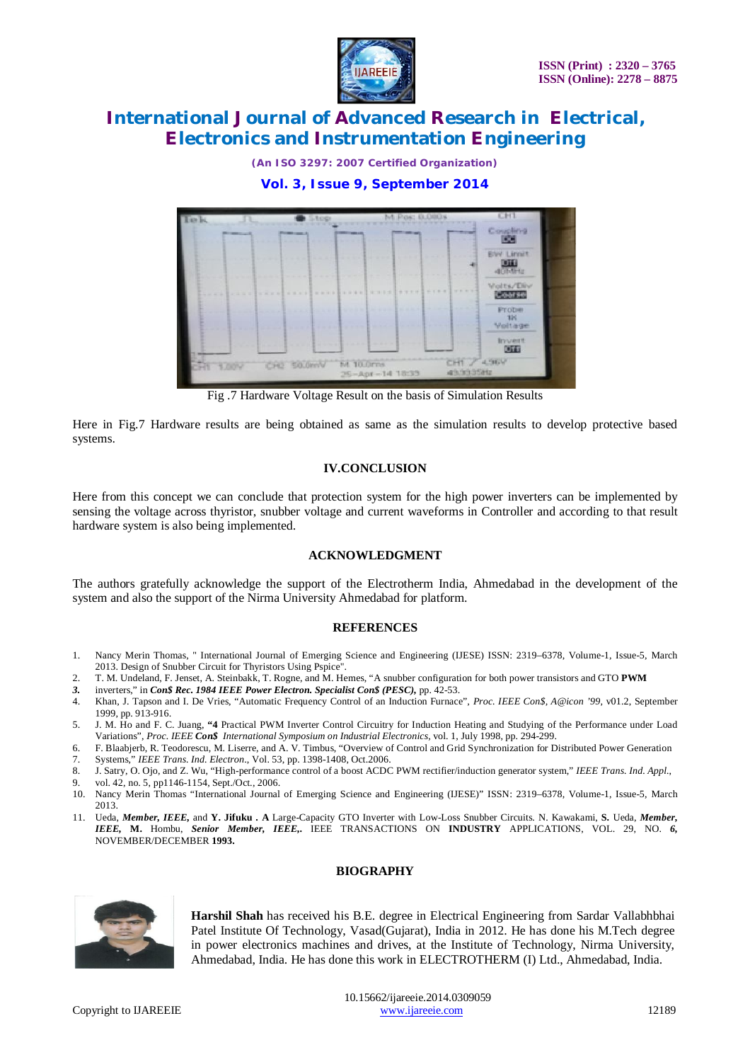Fig .7 Hardware Voltage Result on the basis of Simulation Results

Here in Fig.7 Hardware results are being obtained as same as the simulation results to develop protective based systems.

## IV.CONCLUSION

Here from this concept we can conclude that protection system for the high power inverters can be implemented by sensing the voltage across thyristor, snubber voltage and current waveforms in Controller and according to that result hardware system is also being implemented.

## ACKNOWLEDGMENT

The authors gratefully acknowledge the support of the Electrotherm India, Ahmedabad in the development of the system and also the support of the Nirma University Ahmedabad for platform.

## REFERENCES

1. Nancy Merin Thomas, " International Journal of Emerging Science and Engineering (IJESE) ISSN: 2319–6378, Volume-1, Issue-5, March 2013. Design of Snubber Circuit for Thyristors Using Pspice".
2. T. M. Undeland, F. Jenset, A. Steinbakk, T. Rogne, and M. Hemes, "A snubber configuration for both power transistors and GTO **PWM**
3. inverters," in ***Con$ Rec. 1984 IEEE Power Electron. Specialist Con$ (PESC),*** pp. 42-53.
4. Khan, J. Tapson and I. De Vries, "Automatic Frequency Control of an Induction Furnace", *Proc. IEEE Con$, A@icon '99,* v01.2, September 1999, pp. 913-916.
5. J. M. Ho and F. C. Juang, **"4** Practical PWM Inverter Control Circuitry for Induction Heating and Studying of the Performance under Load Variations", *Proc. IEEE **Con$** International Symposium on Industrial Electronics,* vol. 1, July 1998, pp. 294-299.
6. F. Blaabjerb, R. Teodorescu, M. Liserre, and A. V. Timbus, "Overview of Control and Grid Synchronization for Distributed Power Generation
7. Systems," *IEEE Trans. Ind. Electron*., Vol. 53, pp. 1398-1408, Oct.2006.
8. J. Satry, O. Ojo, and Z. Wu, "High-performance control of a boost ACDC PWM rectifier/induction generator system," *IEEE Trans. Ind. Appl*.,
9. vol. 42, no. 5, pp1146-1154, Sept./Oct., 2006.
10. Nancy Merin Thomas "International Journal of Emerging Science and Engineering (IJESE)" ISSN: 2319–6378, Volume-1, Issue-5, March 2013.
11. Ueda, ***Member, IEEE,*** and **Y. Jifuku . A** Large-Capacity GTO Inverter with Low-Loss Snubber Circuits. N. Kawakami, **S.** Ueda, ***Member, IEEE,*** **M.** Hombu, ***Senior Member, IEEE,.*** IEEE TRANSACTIONS ON **INDUSTRY** APPLICATIONS, VOL. 29, NO. ***6,*** NOVEMBER/DECEMBER **1993.**

## BIOGRAPHY

**Harshil Shah** has received his B.E. degree in Electrical Engineering from Sardar Vallabhbhai Patel Institute Of Technology, Vasad(Gujarat), India in 2012. He has done his M.Tech degree in power electronics machines and drives, at the Institute of Technology, Nirma University, Ahmedabad, India. He has done this work in ELECTROTHERM (I) Ltd., Ahmedabad, India.